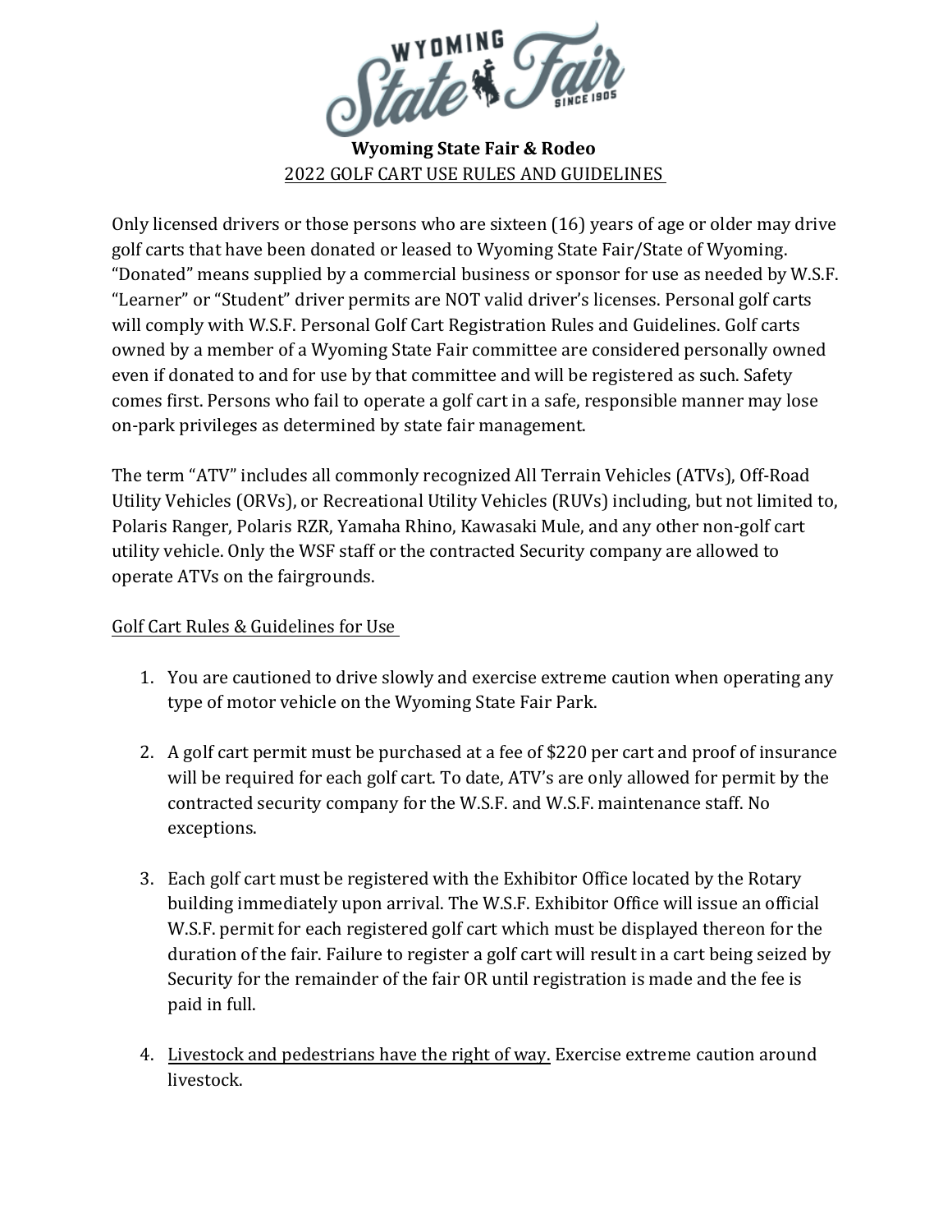# Wyoming State Fair & Rodeo

## 2022 GOLF CART USE RULES AND GUIDELINES

Only licensed drivers or those persons who are sixteen (16) years of age or older may drive golf carts that have been donated or leased to Wyoming State Fair/State of Wyoming. "Donated" means supplied by a commercial business or sponsor for use as needed by W.S.F. "Learner" or "Student" driver permits are NOT valid driver's licenses. Personal golf carts will comply with W.S.F. Personal Golf Cart Registration Rules and Guidelines. Golf carts owned by a member of a Wyoming State Fair committee are considered personally owned even if donated to and for use by that committee and will be registered as such. Safety comes first. Persons who fail to operate a golf cart in a safe, responsible manner may lose on-park privileges as determined by state fair management.

The term "ATV" includes all commonly recognized All Terrain Vehicles (ATVs), Off-Road Utility Vehicles (ORVs), or Recreational Utility Vehicles (RUVs) including, but not limited to, Polaris Ranger, Polaris RZR, Yamaha Rhino, Kawasaki Mule, and any other non-golf cart utility vehicle. Only the WSF staff or the contracted Security company are allowed to operate ATVs on the fairgrounds.

### Golf Cart Rules & Guidelines for Use

1. You are cautioned to drive slowly and exercise extreme caution when operating any type of motor vehicle on the Wyoming State Fair Park.

2. A golf cart permit must be purchased at a fee of $220 per cart and proof of insurance will be required for each golf cart. To date, ATV's are only allowed for permit by the contracted security company for the W.S.F. and W.S.F. maintenance staff. No exceptions.

3. Each golf cart must be registered with the Exhibitor Office located by the Rotary building immediately upon arrival. The W.S.F. Exhibitor Office will issue an official W.S.F. permit for each registered golf cart which must be displayed thereon for the duration of the fair. Failure to register a golf cart will result in a cart being seized by Security for the remainder of the fair OR until registration is made and the fee is paid in full.

4. Livestock and pedestrians have the right of way. Exercise extreme caution around livestock.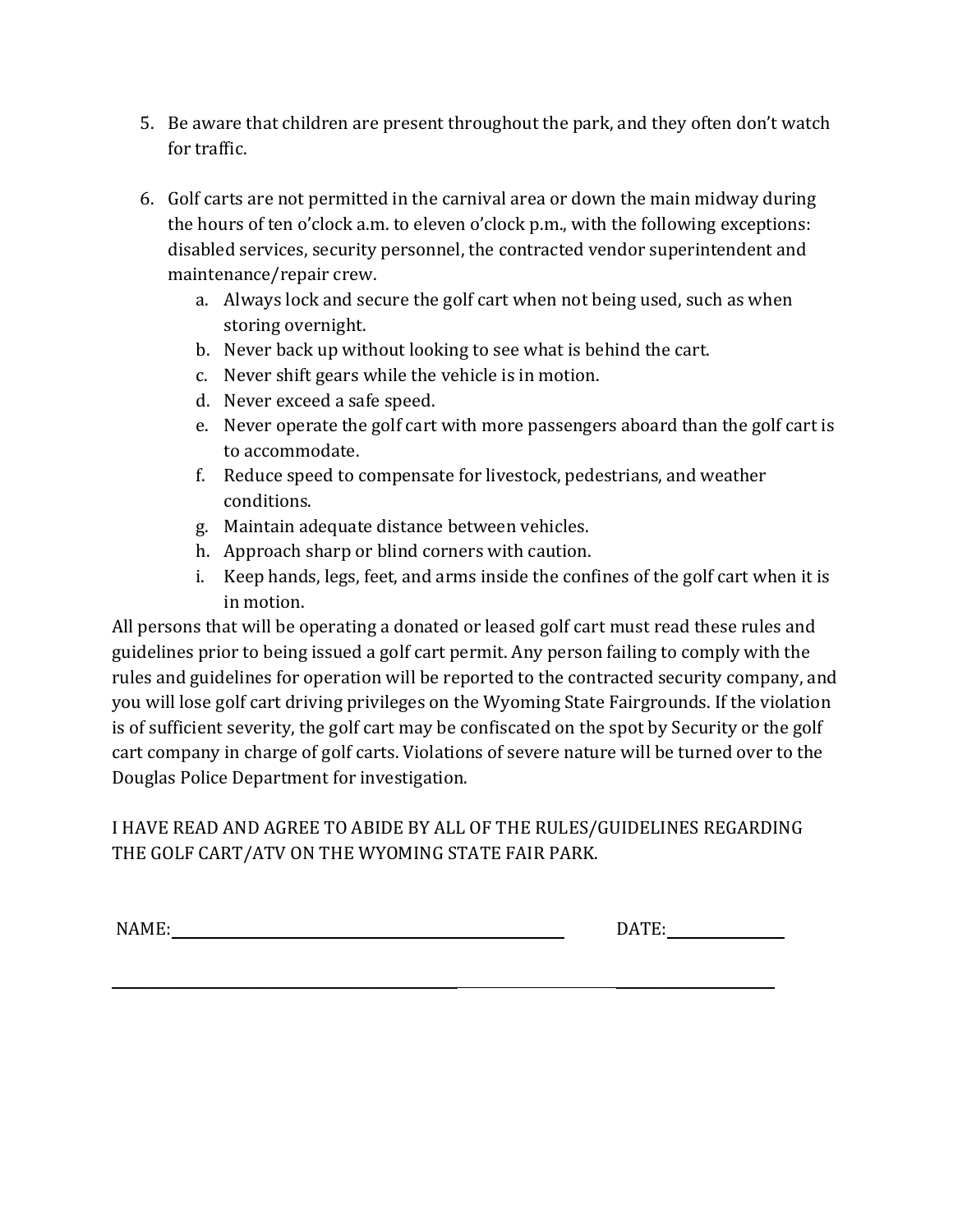5. Be aware that children are present throughout the park, and they often don't watch for traffic.

6. Golf carts are not permitted in the carnival area or down the main midway during the hours of ten o'clock a.m. to eleven o'clock p.m., with the following exceptions: disabled services, security personnel, the contracted vendor superintendent and maintenance/repair crew.
   a. Always lock and secure the golf cart when not being used, such as when storing overnight.
   b. Never back up without looking to see what is behind the cart.
   c. Never shift gears while the vehicle is in motion.
   d. Never exceed a safe speed.
   e. Never operate the golf cart with more passengers aboard than the golf cart is to accommodate.
   f. Reduce speed to compensate for livestock, pedestrians, and weather conditions.
   g. Maintain adequate distance between vehicles.
   h. Approach sharp or blind corners with caution.
   i. Keep hands, legs, feet, and arms inside the confines of the golf cart when it is in motion.

All persons that will be operating a donated or leased golf cart must read these rules and guidelines prior to being issued a golf cart permit. Any person failing to comply with the rules and guidelines for operation will be reported to the contracted security company, and you will lose golf cart driving privileges on the Wyoming State Fairgrounds. If the violation is of sufficient severity, the golf cart may be confiscated on the spot by Security or the golf cart company in charge of golf carts. Violations of severe nature will be turned over to the Douglas Police Department for investigation.

I HAVE READ AND AGREE TO ABIDE BY ALL OF THE RULES/GUIDELINES REGARDING THE GOLF CART/ATV ON THE WYOMING STATE FAIR PARK.

NAME:\_\_\_\_\_\_\_\_\_\_\_\_\_\_\_\_\_\_\_\_\_\_\_\_\_\_\_\_\_\_\_\_\_\_\_\_\_\_\_\_ DATE:\_\_\_\_\_\_\_\_\_\_\_\_

\_\_\_\_\_\_\_\_\_\_\_\_\_\_\_\_\_\_\_\_\_\_\_\_\_\_\_\_\_\_\_\_\_\_\_\_\_\_ \_\_\_\_\_\_\_\_\_\_\_\_\_\_\_\_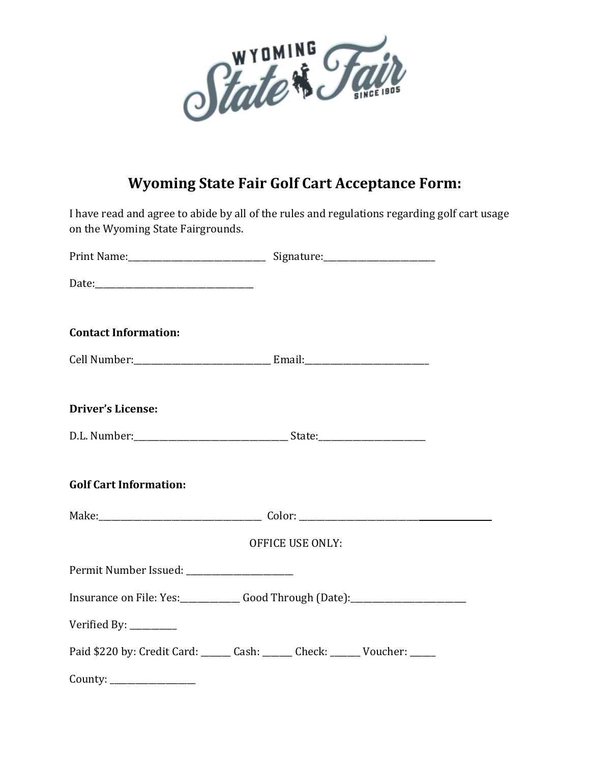# Wyoming State Fair Golf Cart Acceptance Form:

I have read and agree to abide by all of the rules and regulations regarding golf cart usage on the Wyoming State Fairgrounds.

Print Name:______________________________ Signature:________________________

Date:________________________________

**Contact Information:**

Cell Number:______________________________ Email:__________________________

**Driver's License:**

D.L. Number:__________________________________ State:_______________________

**Golf Cart Information:**

Make:___________________________________ Color: _______________________________________

OFFICE USE ONLY:

Permit Number Issued: _______________________

Insurance on File: Yes:_____________ Good Through (Date):_________________________

Verified By: __________

Paid $220 by: Credit Card: ______ Cash: ______ Check: ______ Voucher: _____

County: ___________________